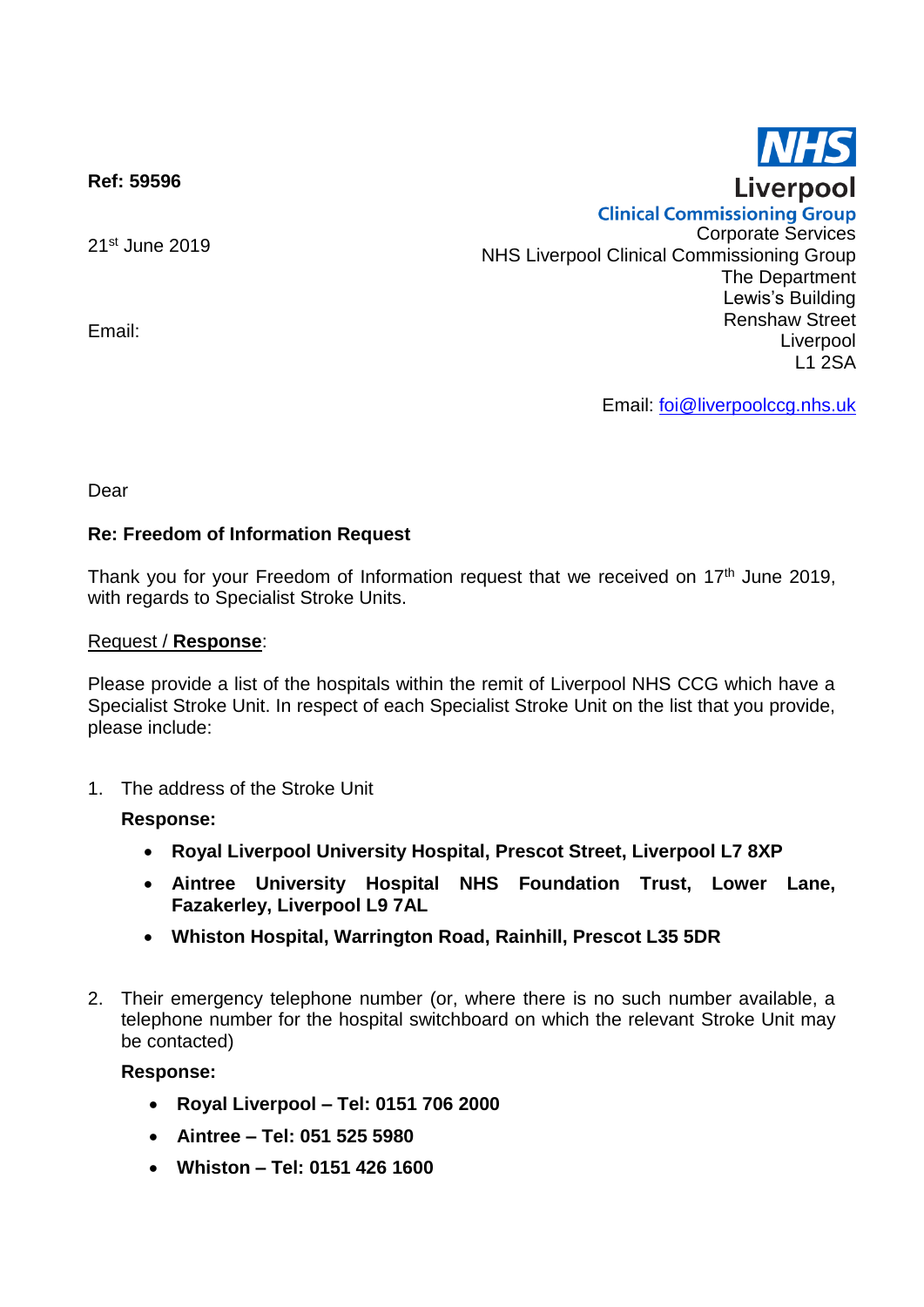**Ref: 59596**

21st June 2019

Email:

**NHS**
**Liverpool**
**Clinical Commissioning Group**
Corporate Services
NHS Liverpool Clinical Commissioning Group
The Department
Lewis's Building
Renshaw Street
Liverpool
L1 2SA

Email: foi@liverpoolccg.nhs.uk

Dear

**Re: Freedom of Information Request**

Thank you for your Freedom of Information request that we received on 17th June 2019, with regards to Specialist Stroke Units.

Request / **Response**:

Please provide a list of the hospitals within the remit of Liverpool NHS CCG which have a Specialist Stroke Unit. In respect of each Specialist Stroke Unit on the list that you provide, please include:

1. The address of the Stroke Unit

   **Response:**

   - **Royal Liverpool University Hospital, Prescot Street, Liverpool L7 8XP**
   - **Aintree University Hospital NHS Foundation Trust, Lower Lane, Fazakerley, Liverpool L9 7AL**
   - **Whiston Hospital, Warrington Road, Rainhill, Prescot L35 5DR**

2. Their emergency telephone number (or, where there is no such number available, a telephone number for the hospital switchboard on which the relevant Stroke Unit may be contacted)

   **Response:**

   - **Royal Liverpool – Tel: 0151 706 2000**
   - **Aintree – Tel: 051 525 5980**
   - **Whiston – Tel: 0151 426 1600**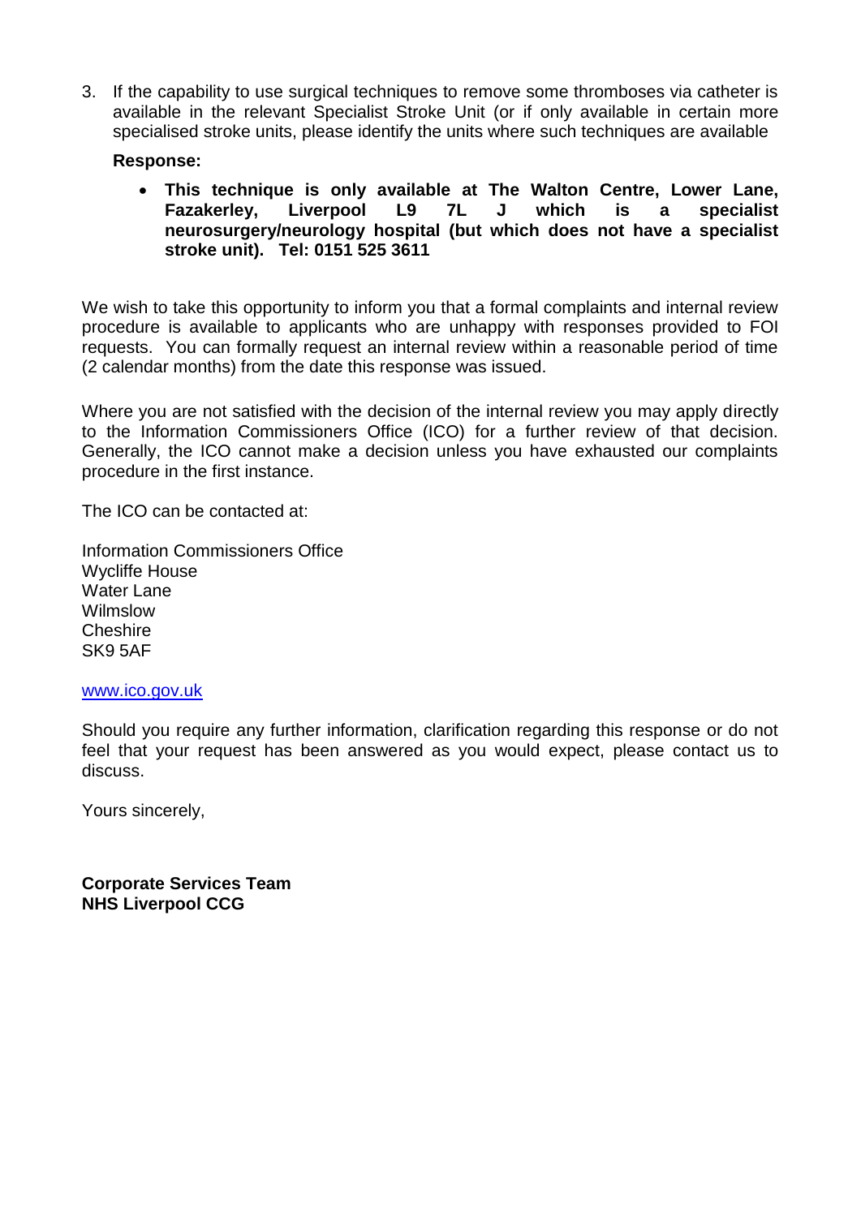3. If the capability to use surgical techniques to remove some thromboses via catheter is available in the relevant Specialist Stroke Unit (or if only available in certain more specialised stroke units, please identify the units where such techniques are available

   **Response:**

   - **This technique is only available at The Walton Centre, Lower Lane, Fazakerley, Liverpool L9 7L J which is a specialist neurosurgery/neurology hospital (but which does not have a specialist stroke unit). Tel: 0151 525 3611**

We wish to take this opportunity to inform you that a formal complaints and internal review procedure is available to applicants who are unhappy with responses provided to FOI requests. You can formally request an internal review within a reasonable period of time (2 calendar months) from the date this response was issued.

Where you are not satisfied with the decision of the internal review you may apply directly to the Information Commissioners Office (ICO) for a further review of that decision. Generally, the ICO cannot make a decision unless you have exhausted our complaints procedure in the first instance.

The ICO can be contacted at:

Information Commissioners Office
Wycliffe House
Water Lane
Wilmslow
Cheshire
SK9 5AF

www.ico.gov.uk

Should you require any further information, clarification regarding this response or do not feel that your request has been answered as you would expect, please contact us to discuss.

Yours sincerely,

**Corporate Services Team**
**NHS Liverpool CCG**